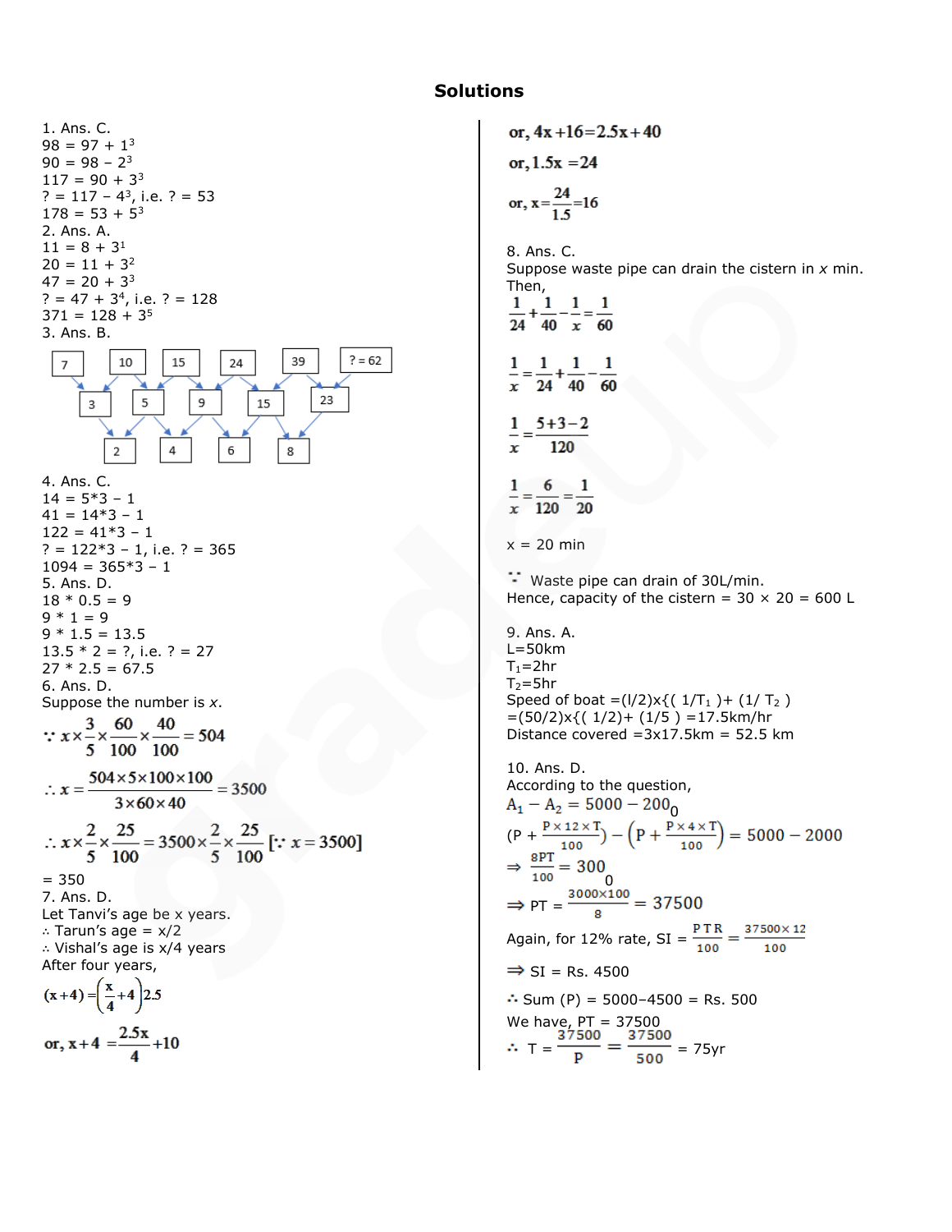# Solutions

1. Ans. C.
$98 = 97 + 1^3$
$90 = 98 - 2^3$
$117 = 90 + 3^3$
$? = 117 - 4^3$, i.e. ? = 53
$178 = 53 + 5^3$

2. Ans. A.
$11 = 8 + 3^1$
$20 = 11 + 3^2$
$47 = 20 + 3^3$
$? = 47 + 3^4$, i.e. ? = 128
$371 = 128 + 3^5$

3. Ans. B.

| 7 | | 10 | | 15 | | 24 | | 39 | | ? = 62 |
|---|---|---|---|---|---|---|---|---|---|---|
| | 3 | | 5 | | 9 | | 15 | | 23 | |
| | | 2 | | 4 | | 6 | | 8 | | |

4. Ans. C.
14 = 5*3 – 1
41 = 14*3 – 1
122 = 41*3 – 1
? = 122*3 – 1, i.e. ? = 365
1094 = 365*3 – 1

5. Ans. D.
18 * 0.5 = 9
9 * 1 = 9
9 * 1.5 = 13.5
13.5 * 2 = ?, i.e. ? = 27
27 * 2.5 = 67.5

6. Ans. D.
Suppose the number is *x*.

$$\because x \times \frac{3}{5} \times \frac{60}{100} \times \frac{40}{100} = 504$$

$$\therefore x = \frac{504 \times 5 \times 100 \times 100}{3 \times 60 \times 40} = 3500$$

$$\therefore x \times \frac{2}{5} \times \frac{25}{100} = 3500 \times \frac{2}{5} \times \frac{25}{100} \quad [\because x = 3500]$$

= 350

7. Ans. D.
Let Tanvi's age be x years.
∴ Tarun's age = x/2
∴ Vishal's age is x/4 years
After four years,

$$(x+4) = \left(\frac{x}{4} + 4\right)2.5$$

$$\text{or, } x + 4 = \frac{2.5x}{4} + 10$$

$$\text{or, } 4x + 16 = 2.5x + 40$$

$$\text{or, } 1.5x = 24$$

$$\text{or, } x = \frac{24}{1.5} = 16$$

8. Ans. C.
Suppose waste pipe can drain the cistern in *x* min.
Then,

$$\frac{1}{24} + \frac{1}{40} - \frac{1}{x} = \frac{1}{60}$$

$$\frac{1}{x} = \frac{1}{24} + \frac{1}{40} - \frac{1}{60}$$

$$\frac{1}{x} = \frac{5+3-2}{120}$$

$$\frac{1}{x} = \frac{6}{120} = \frac{1}{20}$$

x = 20 min

∵ Waste pipe can drain of 30L/min.
Hence, capacity of the cistern = 30 × 20 = 600 L

9. Ans. A.
L=50km
$T_1$=2hr
$T_2$=5hr
Speed of boat =(l/2)x{( $1/T_1$ )+ ($1/T_2$ )
=(50/2)x{( 1/2)+ (1/5 ) =17.5km/hr
Distance covered =3x17.5km = 52.5 km

10. Ans. D.
According to the question,
$A_1 - A_2 = 5000 - 2000$

$$\left(P + \frac{P \times 12 \times T}{100}\right) - \left(P + \frac{P \times 4 \times T}{100}\right) = 5000 - 2000$$

$$\Rightarrow \frac{8PT}{100} = 3000$$

$$\Rightarrow PT = \frac{3000 \times 100}{8} = 37500$$

Again, for 12% rate, $SI = \frac{PTR}{100} = \frac{37500 \times 12}{100}$

⇒ SI = Rs. 4500

∴ Sum (P) = 5000–4500 = Rs. 500

We have, PT = 37500

$$\therefore T = \frac{37500}{P} = \frac{37500}{500} = 75\text{yr}$$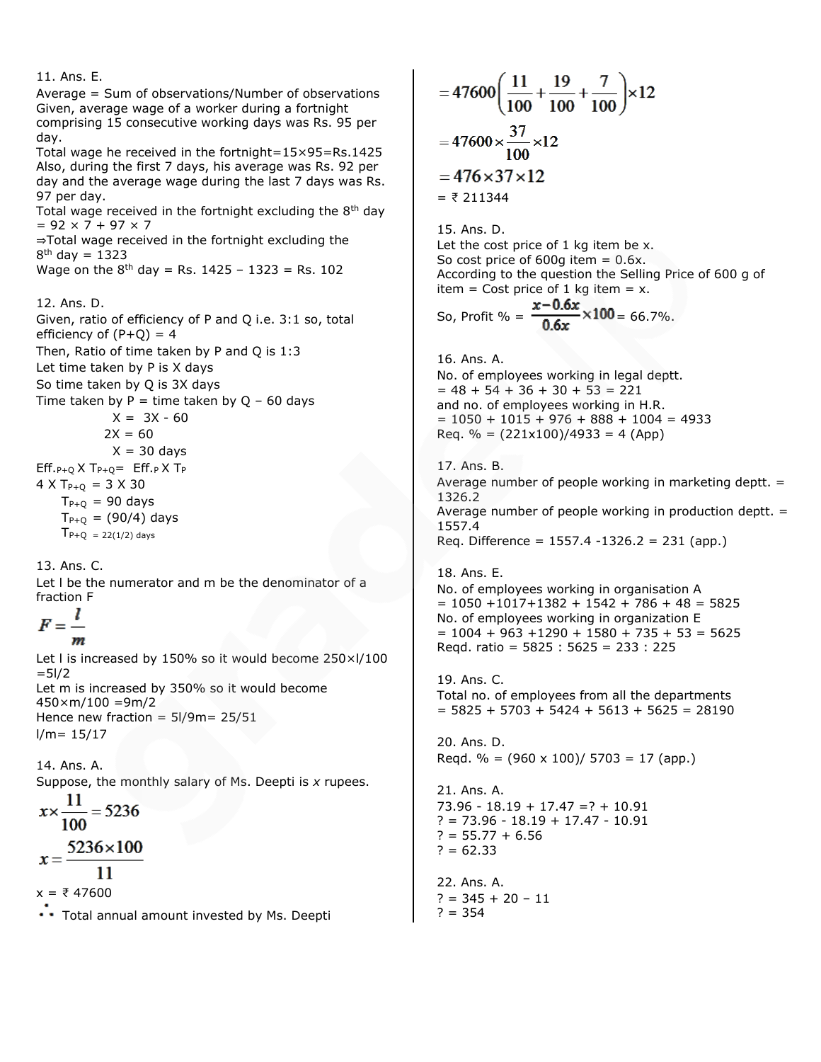11. Ans. E.

Average = Sum of observations/Number of observations
Given, average wage of a worker during a fortnight comprising 15 consecutive working days was Rs. 95 per day.
Total wage he received in the fortnight=15×95=Rs.1425
Also, during the first 7 days, his average was Rs. 92 per day and the average wage during the last 7 days was Rs. 97 per day.
Total wage received in the fortnight excluding the 8th day = 92 × 7 + 97 × 7
⇒Total wage received in the fortnight excluding the 8th day = 1323
Wage on the 8th day = Rs. 1425 – 1323 = Rs. 102

12. Ans. D.

Given, ratio of efficiency of P and Q i.e. 3:1 so, total efficiency of (P+Q) = 4
Then, Ratio of time taken by P and Q is 1:3
Let time taken by P is X days
So time taken by Q is 3X days
Time taken by P = time taken by Q – 60 days

X = 3X - 60
2X = 60
X = 30 days

$Eff._{P+Q} \times T_{P+Q} = Eff._{P} \times T_{P}$

$4 \times T_{P+Q} = 3 \times 30$

$T_{P+Q} = 90$ days

$T_{P+Q} = (90/4)$ days

$T_{P+Q} = 22(1/2)$ days

13. Ans. C.

Let l be the numerator and m be the denominator of a fraction F

$$F = \frac{l}{m}$$

Let l is increased by 150% so it would become 250×l/100 =5l/2
Let m is increased by 350% so it would become 450×m/100 =9m/2
Hence new fraction = 5l/9m= 25/51
l/m= 15/17

14. Ans. A.

Suppose, the monthly salary of Ms. Deepti is *x* rupees.

$$x \times \frac{11}{100} = 5236$$

$$x = \frac{5236 \times 100}{11}$$

x = ₹ 47600

∴ Total annual amount invested by Ms. Deepti

$$= 47600\left(\frac{11}{100} + \frac{19}{100} + \frac{7}{100}\right) \times 12$$

$$= 47600 \times \frac{37}{100} \times 12$$

$$= 476 \times 37 \times 12$$

= ₹ 211344

15. Ans. D.

Let the cost price of 1 kg item be x.
So cost price of 600g item = 0.6x.
According to the question the Selling Price of 600 g of item = Cost price of 1 kg item = x.

So, Profit % = $\frac{x - 0.6x}{0.6x} \times 100$ = 66.7%.

16. Ans. A.

No. of employees working in legal deptt.
= 48 + 54 + 36 + 30 + 53 = 221
and no. of employees working in H.R.
= 1050 + 1015 + 976 + 888 + 1004 = 4933
Req. % = (221x100)/4933 = 4 (App)

17. Ans. B.

Average number of people working in marketing deptt. = 1326.2
Average number of people working in production deptt. = 1557.4
Req. Difference = 1557.4 -1326.2 = 231 (app.)

18. Ans. E.

No. of employees working in organisation A
= 1050 +1017+1382 + 1542 + 786 + 48 = 5825
No. of employees working in organization E
= 1004 + 963 +1290 + 1580 + 735 + 53 = 5625
Reqd. ratio = 5825 : 5625 = 233 : 225

19. Ans. C.

Total no. of employees from all the departments
= 5825 + 5703 + 5424 + 5613 + 5625 = 28190

20. Ans. D.

Reqd. % = (960 x 100)/ 5703 = 17 (app.)

21. Ans. A.

73.96 - 18.19 + 17.47 =? + 10.91
? = 73.96 - 18.19 + 17.47 - 10.91
? = 55.77 + 6.56
? = 62.33

22. Ans. A.

? = 345 + 20 – 11
? = 354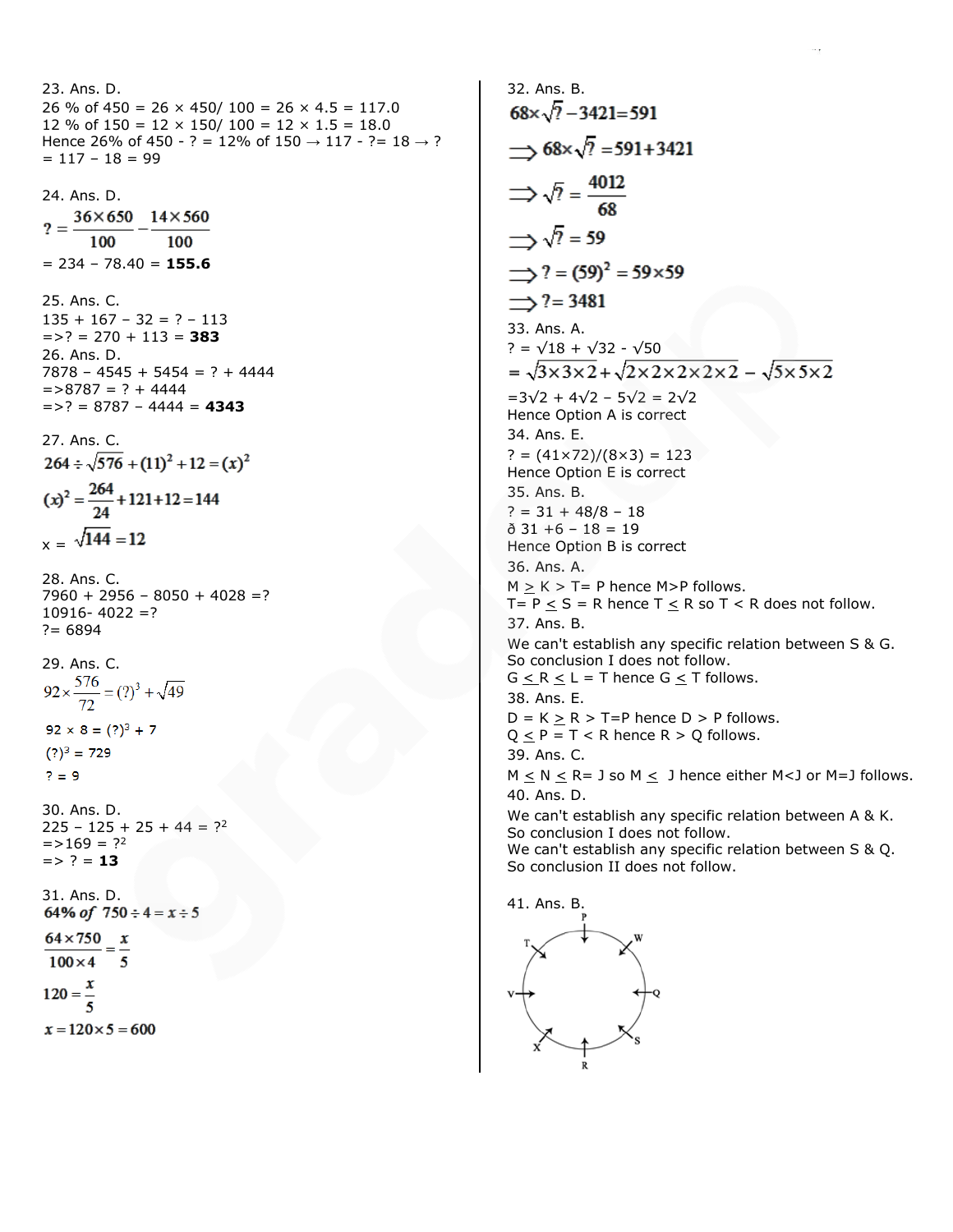23. Ans. D.
26 % of 450 = 26 × 450/ 100 = 26 × 4.5 = 117.0
12 % of 150 = 12 × 150/ 100 = 12 × 1.5 = 18.0
Hence 26% of 450 - ? = 12% of 150 → 117 - ?= 18 → ? = 117 – 18 = 99

24. Ans. D.

$$? = \frac{36\times650}{100} - \frac{14\times560}{100}$$

= 234 – 78.40 = **155.6**

25. Ans. C.
135 + 167 – 32 = ? – 113
=>? = 270 + 113 = **383**

26. Ans. D.
7878 – 4545 + 5454 = ? + 4444
=>8787 = ? + 4444
=>? = 8787 – 4444 = **4343**

27. Ans. C.

$$264 \div \sqrt{576} + (11)^2 + 12 = (x)^2$$

$$(x)^2 = \frac{264}{24} + 121 + 12 = 144$$

$$x = \sqrt{144} = 12$$

28. Ans. C.
7960 + 2956 – 8050 + 4028 =?
10916- 4022 =?
?= 6894

29. Ans. C.

$$92 \times \frac{576}{72} = (?)^3 + \sqrt{49}$$

$92 \times 8 = (?)^3 + 7$

$(?)^3 = 729$

? = 9

30. Ans. D.
225 – 125 + 25 + 44 = $?^2$
=>169 = $?^2$
=> ? = **13**

31. Ans. D.

$$64\% \text{ of } 750 \div 4 = x \div 5$$

$$\frac{64\times750}{100\times4} = \frac{x}{5}$$

$$120 = \frac{x}{5}$$

$$x = 120\times5 = 600$$

32. Ans. B.

$$68\times\sqrt{?} - 3421 = 591$$

$$\Rightarrow 68\times\sqrt{?} = 591 + 3421$$

$$\Rightarrow \sqrt{?} = \frac{4012}{68}$$

$$\Rightarrow \sqrt{?} = 59$$

$$\Rightarrow ? = (59)^2 = 59\times59$$

$$\Rightarrow ? = 3481$$

33. Ans. A.
? = √18 + √32 - √50

$$= \sqrt{3\times3\times2} + \sqrt{2\times2\times2\times2\times2} - \sqrt{5\times5\times2}$$

=3√2 + 4√2 – 5√2 = 2√2
Hence Option A is correct

34. Ans. E.
? = (41×72)/(8×3) = 123
Hence Option E is correct

35. Ans. B.
? = 31 + 48/8 – 18
ð 31 +6 – 18 = 19
Hence Option B is correct

36. Ans. A.
M ≥ K > T= P hence M>P follows.
T= P ≤ S = R hence T ≤ R so T < R does not follow.

37. Ans. B.
We can't establish any specific relation between S & G.
So conclusion I does not follow.
G ≤ R ≤ L = T hence G ≤ T follows.

38. Ans. E.
D = K ≥ R > T=P hence D > P follows.
Q ≤ P = T < R hence R > Q follows.

39. Ans. C.
M ≤ N ≤ R= J so M ≤ J hence either M<J or M=J follows.

40. Ans. D.
We can't establish any specific relation between A & K.
So conclusion I does not follow.
We can't establish any specific relation between S & Q.
So conclusion II does not follow.

41. Ans. B.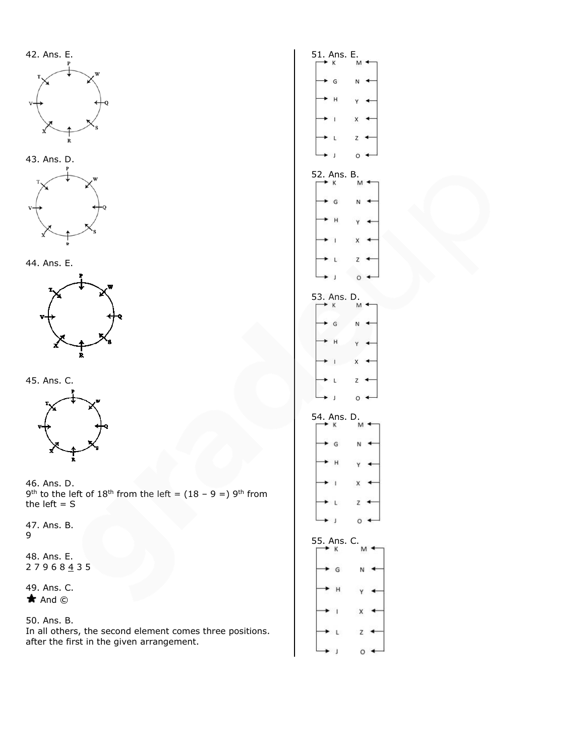42. Ans. E.

43. Ans. D.

44. Ans. E.

45. Ans. C.

46. Ans. D.
9th to the left of 18th from the left = (18 – 9 =) 9th from the left = S

47. Ans. B.
9

48. Ans. E.
2 7 9 6 8 4 3 5

49. Ans. C.
★ And ©

50. Ans. B.
In all others, the second element comes three positions. after the first in the given arrangement.

51. Ans. E.

52. Ans. B.

53. Ans. D.

54. Ans. D.

55. Ans. C.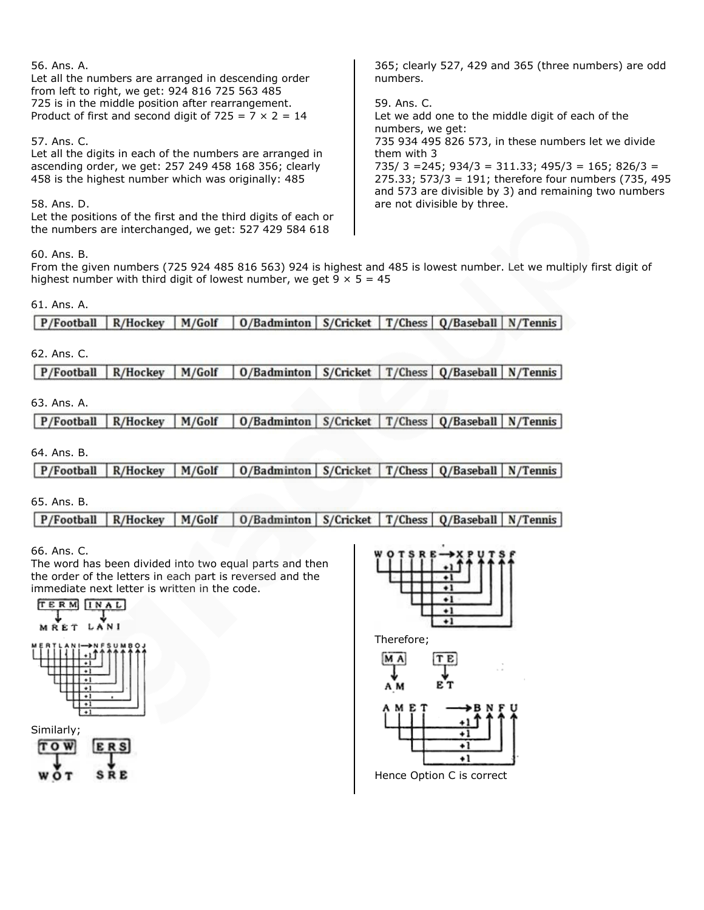56. Ans. A.
Let all the numbers are arranged in descending order from left to right, we get: 924 816 725 563 485
725 is in the middle position after rearrangement.
Product of first and second digit of 725 = 7 × 2 = 14

57. Ans. C.
Let all the digits in each of the numbers are arranged in ascending order, we get: 257 249 458 168 356; clearly 458 is the highest number which was originally: 485

58. Ans. D.
Let the positions of the first and the third digits of each or the numbers are interchanged, we get: 527 429 584 618 365; clearly 527, 429 and 365 (three numbers) are odd numbers.

59. Ans. C.
Let we add one to the middle digit of each of the numbers, we get:
735 934 495 826 573, in these numbers let we divide them with 3
735/ 3 =245; 934/3 = 311.33; 495/3 = 165; 826/3 = 275.33; 573/3 = 191; therefore four numbers (735, 495 and 573 are divisible by 3) and remaining two numbers are not divisible by three.

60. Ans. B.
From the given numbers (725 924 485 816 563) 924 is highest and 485 is lowest number. Let we multiply first digit of highest number with third digit of lowest number, we get 9 × 5 = 45

61. Ans. A.

| P/Football | R/Hockey | M/Golf | O/Badminton | S/Cricket | T/Chess | Q/Baseball | N/Tennis |
|---|---|---|---|---|---|---|---|

62. Ans. C.

| P/Football | R/Hockey | M/Golf | O/Badminton | S/Cricket | T/Chess | Q/Baseball | N/Tennis |
|---|---|---|---|---|---|---|---|

63. Ans. A.

| P/Football | R/Hockey | M/Golf | O/Badminton | S/Cricket | T/Chess | Q/Baseball | N/Tennis |
|---|---|---|---|---|---|---|---|

64. Ans. B.

| P/Football | R/Hockey | M/Golf | O/Badminton | S/Cricket | T/Chess | Q/Baseball | N/Tennis |
|---|---|---|---|---|---|---|---|

65. Ans. B.

| P/Football | R/Hockey | M/Golf | O/Badminton | S/Cricket | T/Chess | Q/Baseball | N/Tennis |
|---|---|---|---|---|---|---|---|

66. Ans. C.
The word has been divided into two equal parts and then the order of the letters in each part is reversed and the immediate next letter is written in the code.

TERM → MRET; INAL → LANI

MERTLANI → NFSUMBOJ (each letter +1)

Similarly;

TOW → WOT; ERS → SRE

WOTSRE → XPUTSF (each letter +1)

Therefore;

MA → AM; TE → ET

AMET → BNFU (each letter +1)

Hence Option C is correct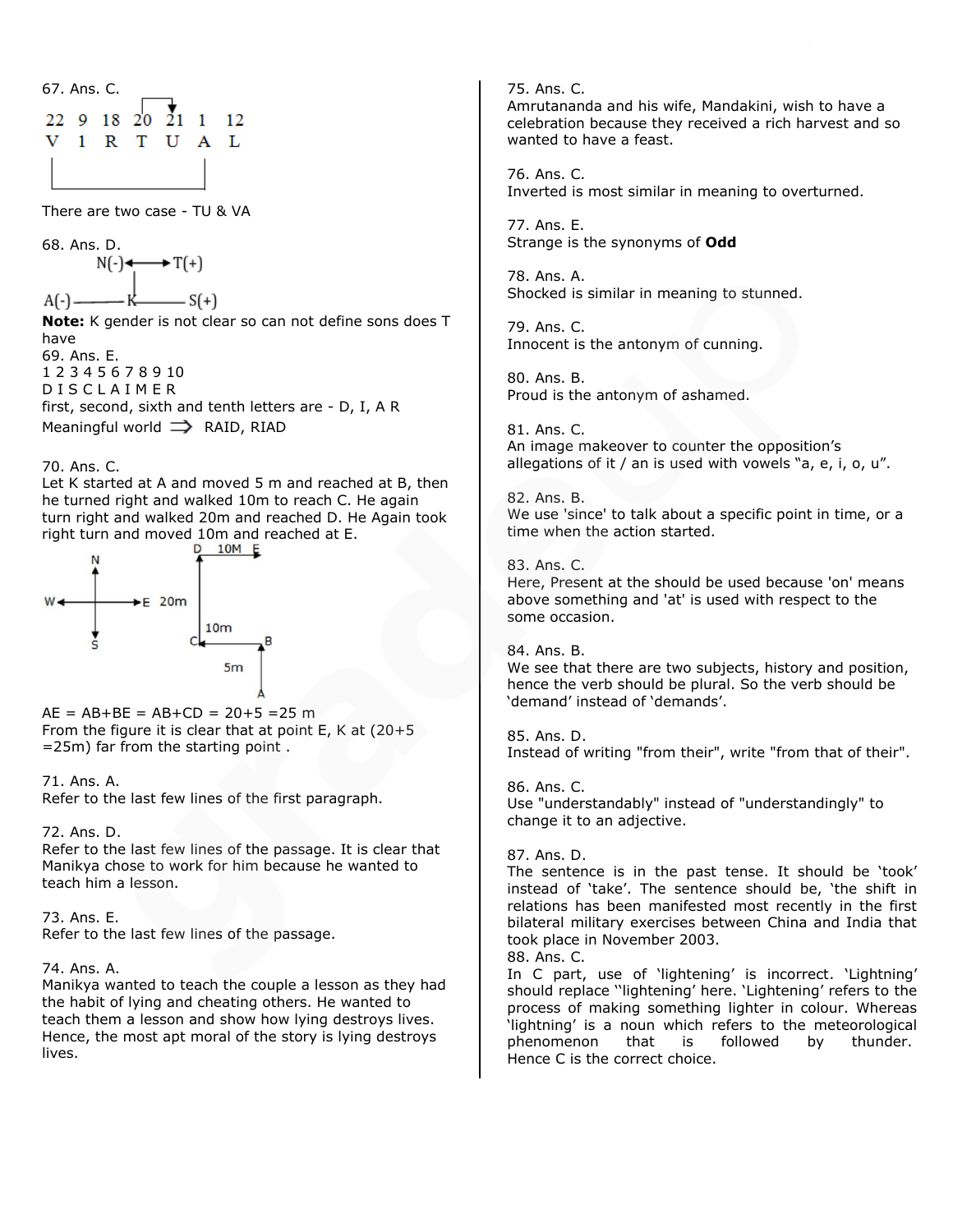67. Ans. C.

22 9 18 20 21 1 12
V I R T U A L

There are two case - TU & VA

68. Ans. D.

N(-) ⟷ T(+)

A(-) —— K —— S(+)

**Note:** K gender is not clear so can not define sons does T have

69. Ans. E.

1 2 3 4 5 6 7 8 9 10
D I S C L A I M E R

first, second, sixth and tenth letters are - D, I, A R

Meaningful world ⟹ RAID, RIAD

70. Ans. C.

Let K started at A and moved 5 m and reached at B, then he turned right and walked 10m to reach C. He again turn right and walked 20m and reached D. He Again took right turn and moved 10m and reached at E.

AE = AB+BE = AB+CD = 20+5 =25 m

From the figure it is clear that at point E, K at (20+5 =25m) far from the starting point .

71. Ans. A.

Refer to the last few lines of the first paragraph.

72. Ans. D.

Refer to the last few lines of the passage. It is clear that Manikya chose to work for him because he wanted to teach him a lesson.

73. Ans. E.

Refer to the last few lines of the passage.

74. Ans. A.

Manikya wanted to teach the couple a lesson as they had the habit of lying and cheating others. He wanted to teach them a lesson and show how lying destroys lives. Hence, the most apt moral of the story is lying destroys lives.

75. Ans. C.

Amrutananda and his wife, Mandakini, wish to have a celebration because they received a rich harvest and so wanted to have a feast.

76. Ans. C.

Inverted is most similar in meaning to overturned.

77. Ans. E.

Strange is the synonyms of **Odd**

78. Ans. A.

Shocked is similar in meaning to stunned.

79. Ans. C.

Innocent is the antonym of cunning.

80. Ans. B.

Proud is the antonym of ashamed.

81. Ans. C.

An image makeover to counter the opposition's allegations of it / an is used with vowels "a, e, i, o, u".

82. Ans. B.

We use 'since' to talk about a specific point in time, or a time when the action started.

83. Ans. C.

Here, Present at the should be used because 'on' means above something and 'at' is used with respect to the some occasion.

84. Ans. B.

We see that there are two subjects, history and position, hence the verb should be plural. So the verb should be 'demand' instead of 'demands'.

85. Ans. D.

Instead of writing "from their", write "from that of their".

86. Ans. C.

Use "understandably" instead of "understandingly" to change it to an adjective.

87. Ans. D.

The sentence is in the past tense. It should be 'took' instead of 'take'. The sentence should be, 'the shift in relations has been manifested most recently in the first bilateral military exercises between China and India that took place in November 2003.

88. Ans. C.

In C part, use of 'lightening' is incorrect. 'Lightning' should replace ''lightening' here. 'Lightening' refers to the process of making something lighter in colour. Whereas 'lightning' is a noun which refers to the meteorological phenomenon that is followed by thunder. Hence C is the correct choice.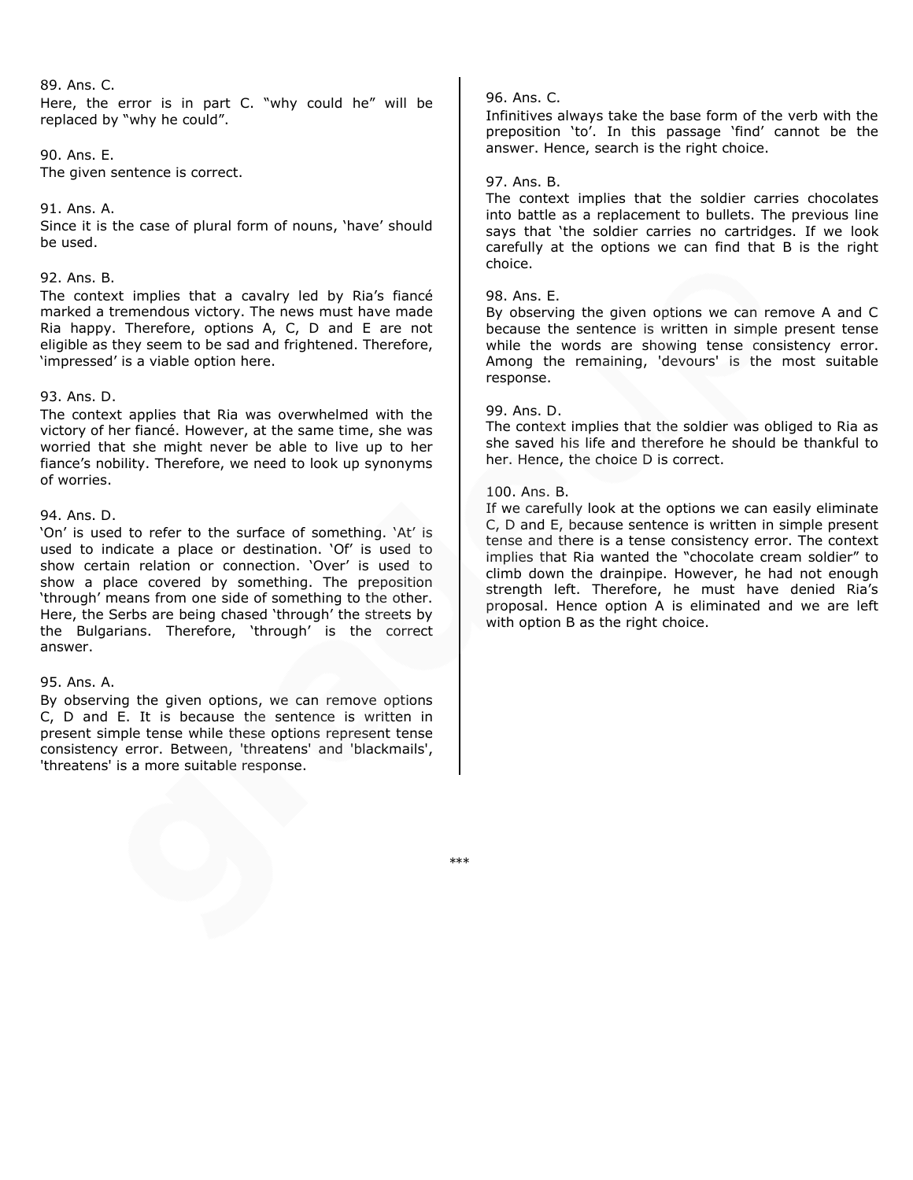89. Ans. C.
Here, the error is in part C. “why could he” will be replaced by “why he could”.

90. Ans. E.
The given sentence is correct.

91. Ans. A.
Since it is the case of plural form of nouns, ‘have’ should be used.

92. Ans. B.
The context implies that a cavalry led by Ria’s fiancé marked a tremendous victory. The news must have made Ria happy. Therefore, options A, C, D and E are not eligible as they seem to be sad and frightened. Therefore, ‘impressed’ is a viable option here.

93. Ans. D.
The context applies that Ria was overwhelmed with the victory of her fiancé. However, at the same time, she was worried that she might never be able to live up to her fiance’s nobility. Therefore, we need to look up synonyms of worries.

94. Ans. D.
‘On’ is used to refer to the surface of something. ‘At’ is used to indicate a place or destination. ‘Of’ is used to show certain relation or connection. ‘Over’ is used to show a place covered by something. The preposition ‘through’ means from one side of something to the other. Here, the Serbs are being chased ‘through’ the streets by the Bulgarians. Therefore, ‘through’ is the correct answer.

95. Ans. A.
By observing the given options, we can remove options C, D and E. It is because the sentence is written in present simple tense while these options represent tense consistency error. Between, 'threatens' and 'blackmails', 'threatens' is a more suitable response.

96. Ans. C.
Infinitives always take the base form of the verb with the preposition ‘to’. In this passage ‘find’ cannot be the answer. Hence, search is the right choice.

97. Ans. B.
The context implies that the soldier carries chocolates into battle as a replacement to bullets. The previous line says that ‘the soldier carries no cartridges. If we look carefully at the options we can find that B is the right choice.

98. Ans. E.
By observing the given options we can remove A and C because the sentence is written in simple present tense while the words are showing tense consistency error. Among the remaining, 'devours' is the most suitable response.

99. Ans. D.
The context implies that the soldier was obliged to Ria as she saved his life and therefore he should be thankful to her. Hence, the choice D is correct.

100. Ans. B.
If we carefully look at the options we can easily eliminate C, D and E, because sentence is written in simple present tense and there is a tense consistency error. The context implies that Ria wanted the “chocolate cream soldier” to climb down the drainpipe. However, he had not enough strength left. Therefore, he must have denied Ria’s proposal. Hence option A is eliminated and we are left with option B as the right choice.

***